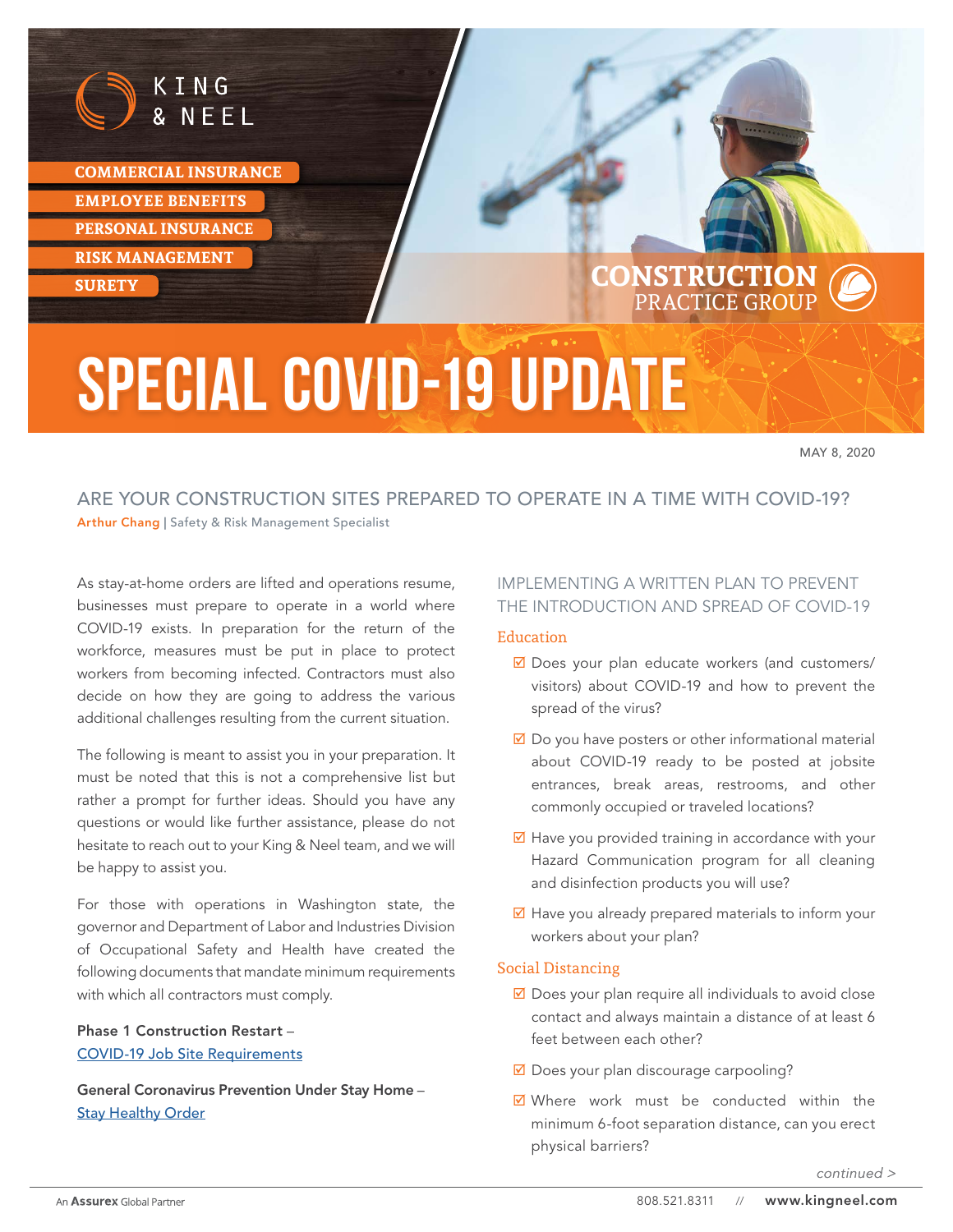KING & NEEL

COMMERCIAL INSURANCE
EMPLOYEE BENEFITS
PERSONAL INSURANCE
RISK MANAGEMENT
SURETY

CONSTRUCTION PRACTICE GROUP

# SPECIAL COVID-19 UPDATE

MAY 8, 2020

## ARE YOUR CONSTRUCTION SITES PREPARED TO OPERATE IN A TIME WITH COVID-19?

**Arthur Chang** | Safety & Risk Management Specialist

As stay-at-home orders are lifted and operations resume, businesses must prepare to operate in a world where COVID-19 exists. In preparation for the return of the workforce, measures must be put in place to protect workers from becoming infected. Contractors must also decide on how they are going to address the various additional challenges resulting from the current situation.

The following is meant to assist you in your preparation. It must be noted that this is not a comprehensive list but rather a prompt for further ideas. Should you have any questions or would like further assistance, please do not hesitate to reach out to your King & Neel team, and we will be happy to assist you.

For those with operations in Washington state, the governor and Department of Labor and Industries Division of Occupational Safety and Health have created the following documents that mandate minimum requirements with which all contractors must comply.

**Phase 1 Construction Restart –**
COVID-19 Job Site Requirements

**General Coronavirus Prevention Under Stay Home –**
Stay Healthy Order

## IMPLEMENTING A WRITTEN PLAN TO PREVENT THE INTRODUCTION AND SPREAD OF COVID-19

### Education

- ☑ Does your plan educate workers (and customers/visitors) about COVID-19 and how to prevent the spread of the virus?
- ☑ Do you have posters or other informational material about COVID-19 ready to be posted at jobsite entrances, break areas, restrooms, and other commonly occupied or traveled locations?
- ☑ Have you provided training in accordance with your Hazard Communication program for all cleaning and disinfection products you will use?
- ☑ Have you already prepared materials to inform your workers about your plan?

### Social Distancing

- ☑ Does your plan require all individuals to avoid close contact and always maintain a distance of at least 6 feet between each other?
- ☑ Does your plan discourage carpooling?
- ☑ Where work must be conducted within the minimum 6-foot separation distance, can you erect physical barriers?

*continued >*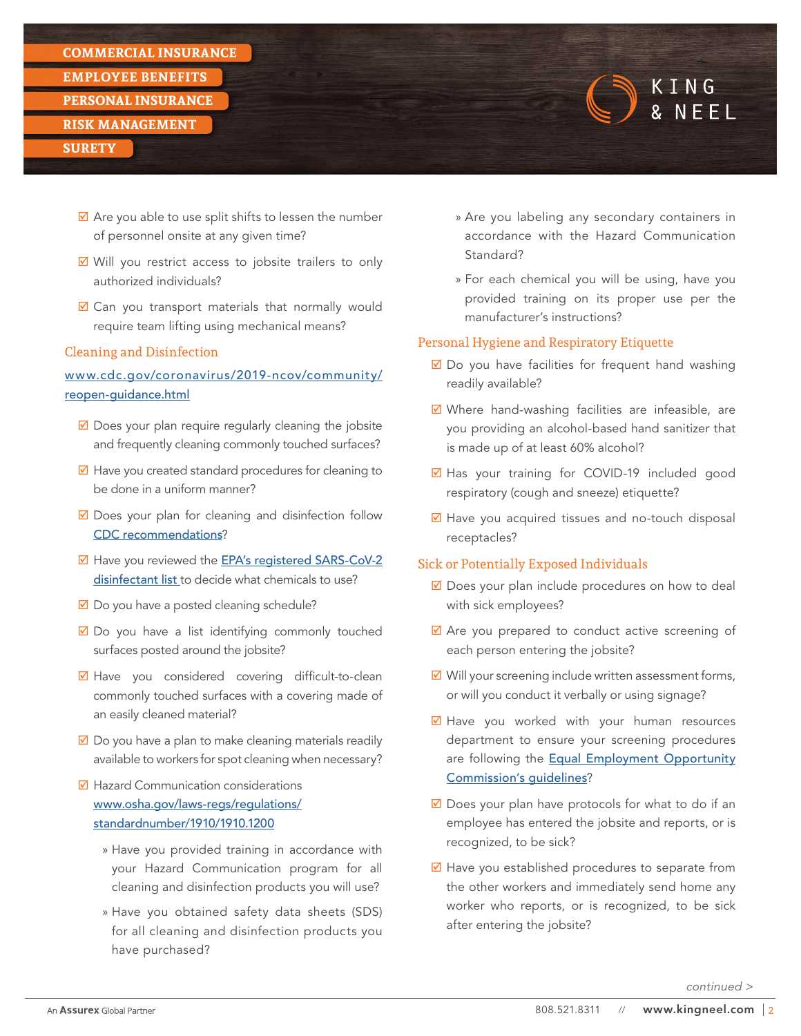- ☑ Are you able to use split shifts to lessen the number of personnel onsite at any given time?
- ☑ Will you restrict access to jobsite trailers to only authorized individuals?
- ☑ Can you transport materials that normally would require team lifting using mechanical means?

## Cleaning and Disinfection

[www.cdc.gov/coronavirus/2019-ncov/community/reopen-guidance.html](www.cdc.gov/coronavirus/2019-ncov/community/reopen-guidance.html)

- ☑ Does your plan require regularly cleaning the jobsite and frequently cleaning commonly touched surfaces?
- ☑ Have you created standard procedures for cleaning to be done in a uniform manner?
- ☑ Does your plan for cleaning and disinfection follow CDC recommendations?
- ☑ Have you reviewed the EPA's registered SARS-CoV-2 disinfectant list to decide what chemicals to use?
- ☑ Do you have a posted cleaning schedule?
- ☑ Do you have a list identifying commonly touched surfaces posted around the jobsite?
- ☑ Have you considered covering difficult-to-clean commonly touched surfaces with a covering made of an easily cleaned material?
- ☑ Do you have a plan to make cleaning materials readily available to workers for spot cleaning when necessary?
- ☑ Hazard Communication considerations [www.osha.gov/laws-regs/regulations/standardnumber/1910/1910.1200](www.osha.gov/laws-regs/regulations/standardnumber/1910/1910.1200)
  - » Have you provided training in accordance with your Hazard Communication program for all cleaning and disinfection products you will use?
  - » Have you obtained safety data sheets (SDS) for all cleaning and disinfection products you have purchased?
  - » Are you labeling any secondary containers in accordance with the Hazard Communication Standard?
  - » For each chemical you will be using, have you provided training on its proper use per the manufacturer's instructions?

## Personal Hygiene and Respiratory Etiquette

- ☑ Do you have facilities for frequent hand washing readily available?
- ☑ Where hand-washing facilities are infeasible, are you providing an alcohol-based hand sanitizer that is made up of at least 60% alcohol?
- ☑ Has your training for COVID-19 included good respiratory (cough and sneeze) etiquette?
- ☑ Have you acquired tissues and no-touch disposal receptacles?

## Sick or Potentially Exposed Individuals

- ☑ Does your plan include procedures on how to deal with sick employees?
- ☑ Are you prepared to conduct active screening of each person entering the jobsite?
- ☑ Will your screening include written assessment forms, or will you conduct it verbally or using signage?
- ☑ Have you worked with your human resources department to ensure your screening procedures are following the Equal Employment Opportunity Commission's guidelines?
- ☑ Does your plan have protocols for what to do if an employee has entered the jobsite and reports, or is recognized, to be sick?
- ☑ Have you established procedures to separate from the other workers and immediately send home any worker who reports, or is recognized, to be sick after entering the jobsite?

*continued >*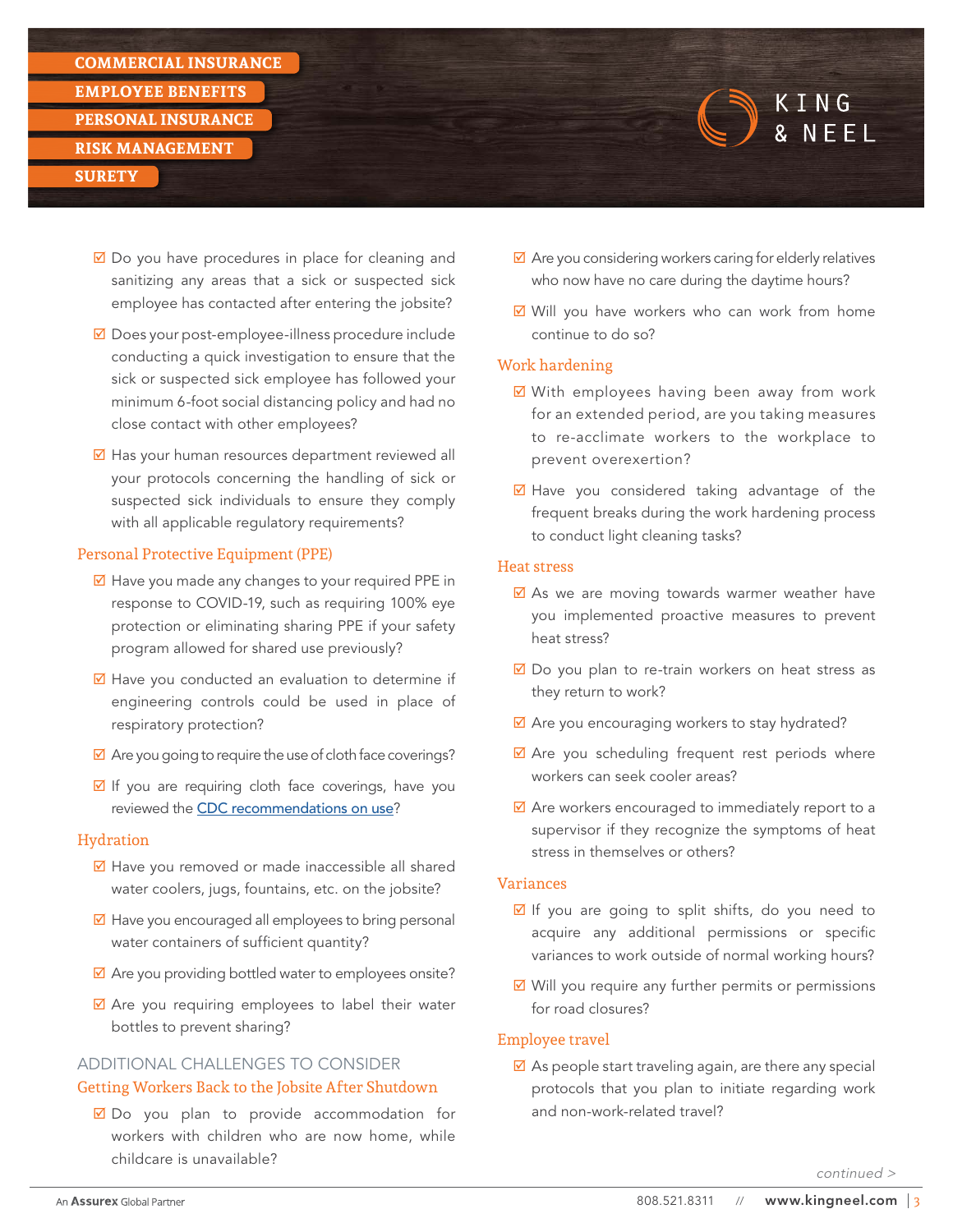- ☑ Do you have procedures in place for cleaning and sanitizing any areas that a sick or suspected sick employee has contacted after entering the jobsite?
- ☑ Does your post-employee-illness procedure include conducting a quick investigation to ensure that the sick or suspected sick employee has followed your minimum 6-foot social distancing policy and had no close contact with other employees?
- ☑ Has your human resources department reviewed all your protocols concerning the handling of sick or suspected sick individuals to ensure they comply with all applicable regulatory requirements?

### Personal Protective Equipment (PPE)

- ☑ Have you made any changes to your required PPE in response to COVID-19, such as requiring 100% eye protection or eliminating sharing PPE if your safety program allowed for shared use previously?
- ☑ Have you conducted an evaluation to determine if engineering controls could be used in place of respiratory protection?
- ☑ Are you going to require the use of cloth face coverings?
- ☑ If you are requiring cloth face coverings, have you reviewed the CDC recommendations on use?

### Hydration

- ☑ Have you removed or made inaccessible all shared water coolers, jugs, fountains, etc. on the jobsite?
- ☑ Have you encouraged all employees to bring personal water containers of sufficient quantity?
- ☑ Are you providing bottled water to employees onsite?
- ☑ Are you requiring employees to label their water bottles to prevent sharing?

## ADDITIONAL CHALLENGES TO CONSIDER

### Getting Workers Back to the Jobsite After Shutdown

- ☑ Do you plan to provide accommodation for workers with children who are now home, while childcare is unavailable?
- ☑ Are you considering workers caring for elderly relatives who now have no care during the daytime hours?
- ☑ Will you have workers who can work from home continue to do so?

### Work hardening

- ☑ With employees having been away from work for an extended period, are you taking measures to re-acclimate workers to the workplace to prevent overexertion?
- ☑ Have you considered taking advantage of the frequent breaks during the work hardening process to conduct light cleaning tasks?

### Heat stress

- ☑ As we are moving towards warmer weather have you implemented proactive measures to prevent heat stress?
- ☑ Do you plan to re-train workers on heat stress as they return to work?
- ☑ Are you encouraging workers to stay hydrated?
- ☑ Are you scheduling frequent rest periods where workers can seek cooler areas?
- ☑ Are workers encouraged to immediately report to a supervisor if they recognize the symptoms of heat stress in themselves or others?

### Variances

- ☑ If you are going to split shifts, do you need to acquire any additional permissions or specific variances to work outside of normal working hours?
- ☑ Will you require any further permits or permissions for road closures?

### Employee travel

- ☑ As people start traveling again, are there any special protocols that you plan to initiate regarding work and non-work-related travel?

*continued >*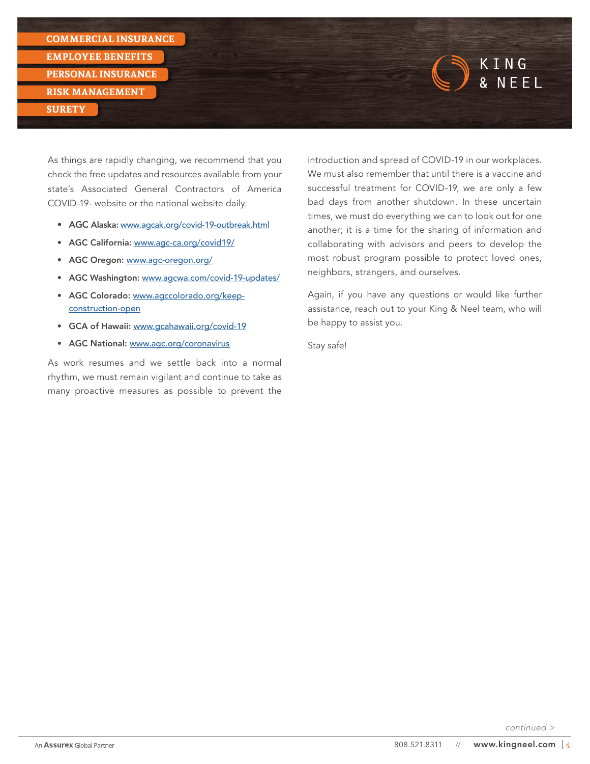As things are rapidly changing, we recommend that you check the free updates and resources available from your state's Associated General Contractors of America COVID-19- website or the national website daily.

- **AGC Alaska:** www.agcak.org/covid-19-outbreak.html
- **AGC California:** www.agc-ca.org/covid19/
- **AGC Oregon:** www.agc-oregon.org/
- **AGC Washington:** www.agcwa.com/covid-19-updates/
- **AGC Colorado:** www.agccolorado.org/keep-construction-open
- **GCA of Hawaii:** www.gcahawaii.org/covid-19
- **AGC National:** www.agc.org/coronavirus

As work resumes and we settle back into a normal rhythm, we must remain vigilant and continue to take as many proactive measures as possible to prevent the introduction and spread of COVID-19 in our workplaces. We must also remember that until there is a vaccine and successful treatment for COVID-19, we are only a few bad days from another shutdown. In these uncertain times, we must do everything we can to look out for one another; it is a time for the sharing of information and collaborating with advisors and peers to develop the most robust program possible to protect loved ones, neighbors, strangers, and ourselves.

Again, if you have any questions or would like further assistance, reach out to your King & Neel team, who will be happy to assist you.

Stay safe!